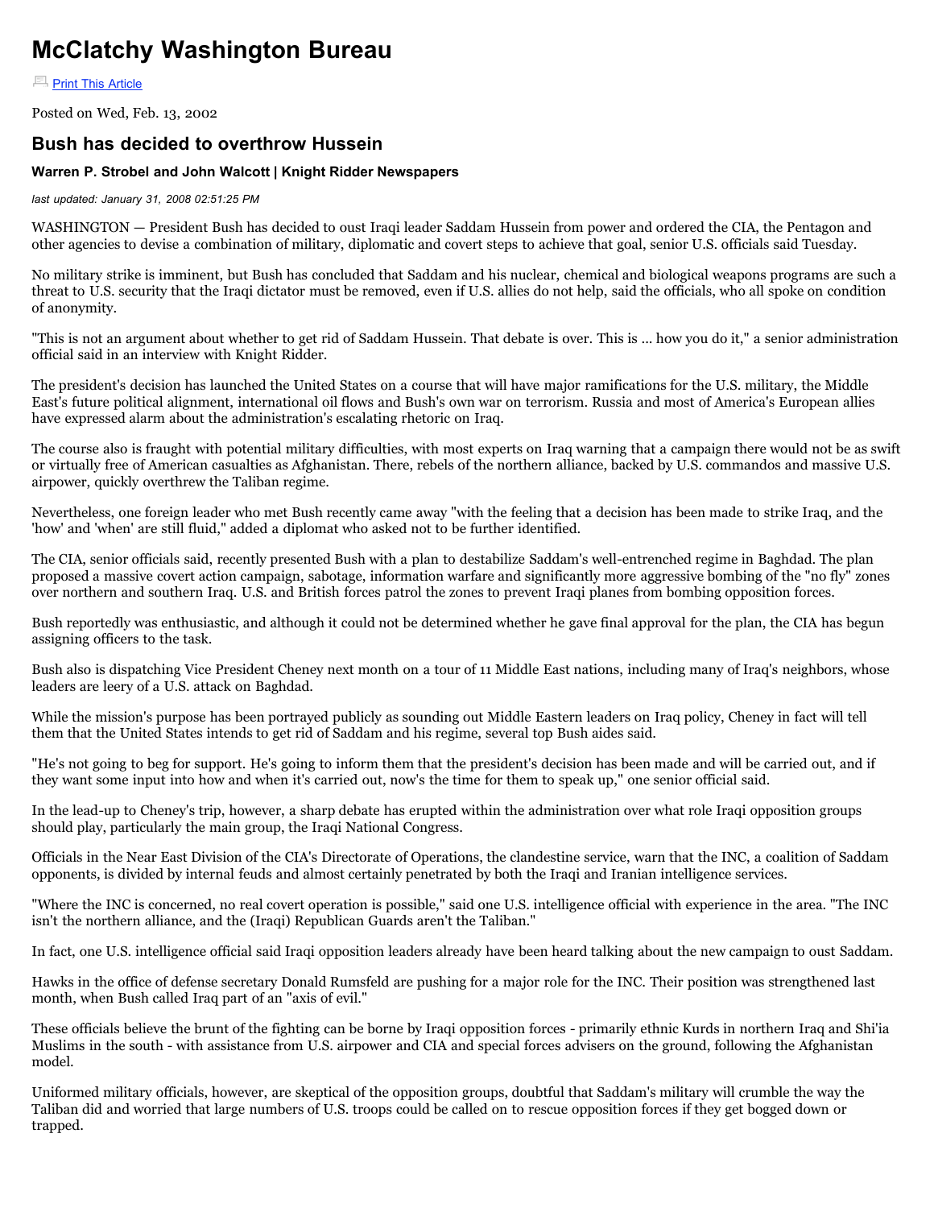# McClatchy Washington Bureau

Print This Article

Posted on Wed, Feb. 13, 2002

## Bush has decided to overthrow Hussein

### Warren P. Strobel and John Walcott | Knight Ridder Newspapers

*last updated: January 31, 2008 02:51:25 PM*

WASHINGTON — President Bush has decided to oust Iraqi leader Saddam Hussein from power and ordered the CIA, the Pentagon and other agencies to devise a combination of military, diplomatic and covert steps to achieve that goal, senior U.S. officials said Tuesday.

No military strike is imminent, but Bush has concluded that Saddam and his nuclear, chemical and biological weapons programs are such a threat to U.S. security that the Iraqi dictator must be removed, even if U.S. allies do not help, said the officials, who all spoke on condition of anonymity.

"This is not an argument about whether to get rid of Saddam Hussein. That debate is over. This is ... how you do it," a senior administration official said in an interview with Knight Ridder.

The president's decision has launched the United States on a course that will have major ramifications for the U.S. military, the Middle East's future political alignment, international oil flows and Bush's own war on terrorism. Russia and most of America's European allies have expressed alarm about the administration's escalating rhetoric on Iraq.

The course also is fraught with potential military difficulties, with most experts on Iraq warning that a campaign there would not be as swift or virtually free of American casualties as Afghanistan. There, rebels of the northern alliance, backed by U.S. commandos and massive U.S. airpower, quickly overthrew the Taliban regime.

Nevertheless, one foreign leader who met Bush recently came away "with the feeling that a decision has been made to strike Iraq, and the 'how' and 'when' are still fluid," added a diplomat who asked not to be further identified.

The CIA, senior officials said, recently presented Bush with a plan to destabilize Saddam's well-entrenched regime in Baghdad. The plan proposed a massive covert action campaign, sabotage, information warfare and significantly more aggressive bombing of the "no fly" zones over northern and southern Iraq. U.S. and British forces patrol the zones to prevent Iraqi planes from bombing opposition forces.

Bush reportedly was enthusiastic, and although it could not be determined whether he gave final approval for the plan, the CIA has begun assigning officers to the task.

Bush also is dispatching Vice President Cheney next month on a tour of 11 Middle East nations, including many of Iraq's neighbors, whose leaders are leery of a U.S. attack on Baghdad.

While the mission's purpose has been portrayed publicly as sounding out Middle Eastern leaders on Iraq policy, Cheney in fact will tell them that the United States intends to get rid of Saddam and his regime, several top Bush aides said.

"He's not going to beg for support. He's going to inform them that the president's decision has been made and will be carried out, and if they want some input into how and when it's carried out, now's the time for them to speak up," one senior official said.

In the lead-up to Cheney's trip, however, a sharp debate has erupted within the administration over what role Iraqi opposition groups should play, particularly the main group, the Iraqi National Congress.

Officials in the Near East Division of the CIA's Directorate of Operations, the clandestine service, warn that the INC, a coalition of Saddam opponents, is divided by internal feuds and almost certainly penetrated by both the Iraqi and Iranian intelligence services.

"Where the INC is concerned, no real covert operation is possible," said one U.S. intelligence official with experience in the area. "The INC isn't the northern alliance, and the (Iraqi) Republican Guards aren't the Taliban."

In fact, one U.S. intelligence official said Iraqi opposition leaders already have been heard talking about the new campaign to oust Saddam.

Hawks in the office of defense secretary Donald Rumsfeld are pushing for a major role for the INC. Their position was strengthened last month, when Bush called Iraq part of an "axis of evil."

These officials believe the brunt of the fighting can be borne by Iraqi opposition forces - primarily ethnic Kurds in northern Iraq and Shi'ia Muslims in the south - with assistance from U.S. airpower and CIA and special forces advisers on the ground, following the Afghanistan model.

Uniformed military officials, however, are skeptical of the opposition groups, doubtful that Saddam's military will crumble the way the Taliban did and worried that large numbers of U.S. troops could be called on to rescue opposition forces if they get bogged down or trapped.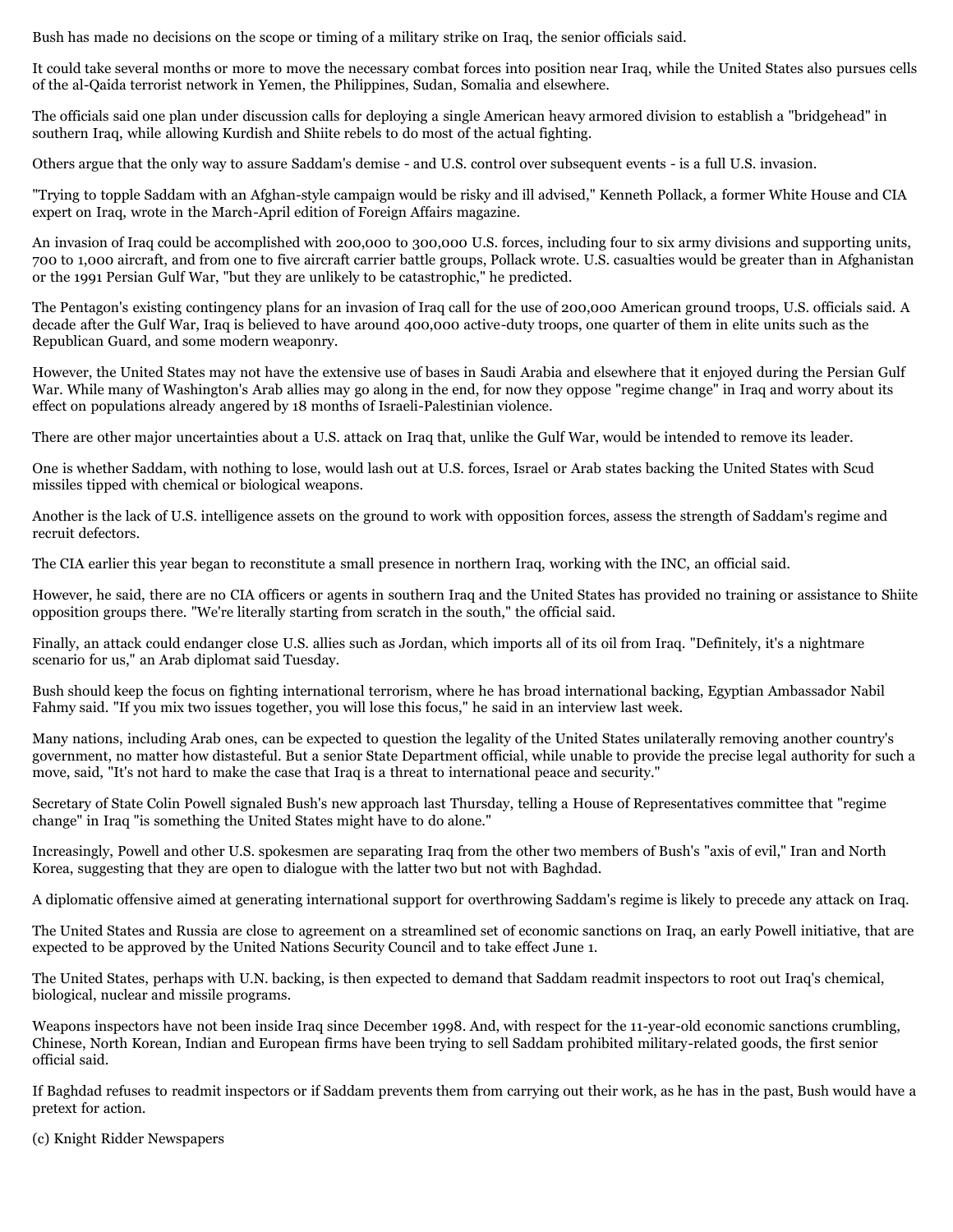Bush has made no decisions on the scope or timing of a military strike on Iraq, the senior officials said.

It could take several months or more to move the necessary combat forces into position near Iraq, while the United States also pursues cells of the al-Qaida terrorist network in Yemen, the Philippines, Sudan, Somalia and elsewhere.

The officials said one plan under discussion calls for deploying a single American heavy armored division to establish a "bridgehead" in southern Iraq, while allowing Kurdish and Shiite rebels to do most of the actual fighting.

Others argue that the only way to assure Saddam's demise - and U.S. control over subsequent events - is a full U.S. invasion.

"Trying to topple Saddam with an Afghan-style campaign would be risky and ill advised," Kenneth Pollack, a former White House and CIA expert on Iraq, wrote in the March-April edition of Foreign Affairs magazine.

An invasion of Iraq could be accomplished with 200,000 to 300,000 U.S. forces, including four to six army divisions and supporting units, 700 to 1,000 aircraft, and from one to five aircraft carrier battle groups, Pollack wrote. U.S. casualties would be greater than in Afghanistan or the 1991 Persian Gulf War, "but they are unlikely to be catastrophic," he predicted.

The Pentagon's existing contingency plans for an invasion of Iraq call for the use of 200,000 American ground troops, U.S. officials said. A decade after the Gulf War, Iraq is believed to have around 400,000 active-duty troops, one quarter of them in elite units such as the Republican Guard, and some modern weaponry.

However, the United States may not have the extensive use of bases in Saudi Arabia and elsewhere that it enjoyed during the Persian Gulf War. While many of Washington's Arab allies may go along in the end, for now they oppose "regime change" in Iraq and worry about its effect on populations already angered by 18 months of Israeli-Palestinian violence.

There are other major uncertainties about a U.S. attack on Iraq that, unlike the Gulf War, would be intended to remove its leader.

One is whether Saddam, with nothing to lose, would lash out at U.S. forces, Israel or Arab states backing the United States with Scud missiles tipped with chemical or biological weapons.

Another is the lack of U.S. intelligence assets on the ground to work with opposition forces, assess the strength of Saddam's regime and recruit defectors.

The CIA earlier this year began to reconstitute a small presence in northern Iraq, working with the INC, an official said.

However, he said, there are no CIA officers or agents in southern Iraq and the United States has provided no training or assistance to Shiite opposition groups there. "We're literally starting from scratch in the south," the official said.

Finally, an attack could endanger close U.S. allies such as Jordan, which imports all of its oil from Iraq. "Definitely, it's a nightmare scenario for us," an Arab diplomat said Tuesday.

Bush should keep the focus on fighting international terrorism, where he has broad international backing, Egyptian Ambassador Nabil Fahmy said. "If you mix two issues together, you will lose this focus," he said in an interview last week.

Many nations, including Arab ones, can be expected to question the legality of the United States unilaterally removing another country's government, no matter how distasteful. But a senior State Department official, while unable to provide the precise legal authority for such a move, said, "It's not hard to make the case that Iraq is a threat to international peace and security."

Secretary of State Colin Powell signaled Bush's new approach last Thursday, telling a House of Representatives committee that "regime change" in Iraq "is something the United States might have to do alone."

Increasingly, Powell and other U.S. spokesmen are separating Iraq from the other two members of Bush's "axis of evil," Iran and North Korea, suggesting that they are open to dialogue with the latter two but not with Baghdad.

A diplomatic offensive aimed at generating international support for overthrowing Saddam's regime is likely to precede any attack on Iraq.

The United States and Russia are close to agreement on a streamlined set of economic sanctions on Iraq, an early Powell initiative, that are expected to be approved by the United Nations Security Council and to take effect June 1.

The United States, perhaps with U.N. backing, is then expected to demand that Saddam readmit inspectors to root out Iraq's chemical, biological, nuclear and missile programs.

Weapons inspectors have not been inside Iraq since December 1998. And, with respect for the 11-year-old economic sanctions crumbling, Chinese, North Korean, Indian and European firms have been trying to sell Saddam prohibited military-related goods, the first senior official said.

If Baghdad refuses to readmit inspectors or if Saddam prevents them from carrying out their work, as he has in the past, Bush would have a pretext for action.

(c) Knight Ridder Newspapers